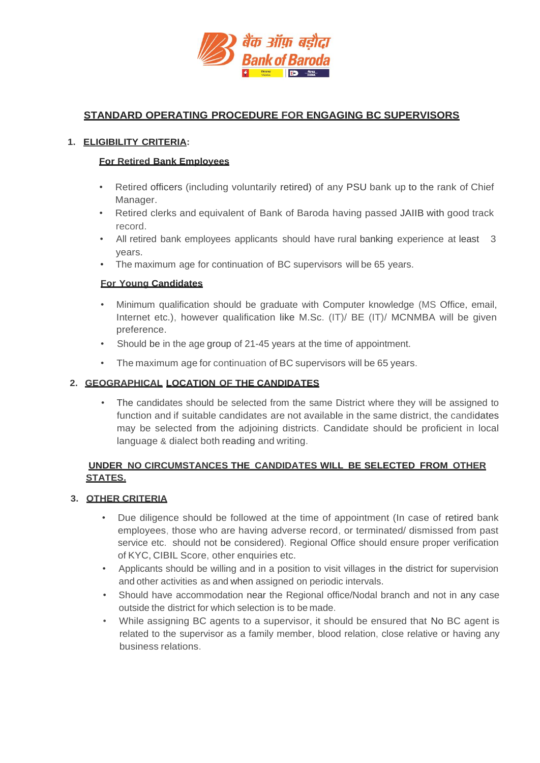बैंक ऑफ़ बड़ौदा
Bank of Baroda

# STANDARD OPERATING PROCEDURE FOR ENGAGING BC SUPERVISORS

## 1. ELIGIBILITY CRITERIA:

### For Retired Bank Employees

- Retired officers (including voluntarily retired) of any PSU bank up to the rank of Chief Manager.
- Retired clerks and equivalent of Bank of Baroda having passed JAIIB with good track record.
- All retired bank employees applicants should have rural banking experience at least 3 years.
- The maximum age for continuation of BC supervisors will be 65 years.

### For Young Candidates

- Minimum qualification should be graduate with Computer knowledge (MS Office, email, Internet etc.), however qualification like M.Sc. (IT)/ BE (IT)/ MCNMBA will be given preference.
- Should be in the age group of 21-45 years at the time of appointment.
- The maximum age for continuation of BC supervisors will be 65 years.

## 2. GEOGRAPHICAL LOCATION OF THE CANDIDATES

- The candidates should be selected from the same District where they will be assigned to function and if suitable candidates are not available in the same district, the candidates may be selected from the adjoining districts. Candidate should be proficient in local language & dialect both reading and writing.

**UNDER NO CIRCUMSTANCES THE CANDIDATES WILL BE SELECTED FROM OTHER STATES.**

## 3. OTHER CRITERIA

- Due diligence should be followed at the time of appointment (In case of retired bank employees, those who are having adverse record, or terminated/ dismissed from past service etc. should not be considered). Regional Office should ensure proper verification of KYC, CIBIL Score, other enquiries etc.
- Applicants should be willing and in a position to visit villages in the district for supervision and other activities as and when assigned on periodic intervals.
- Should have accommodation near the Regional office/Nodal branch and not in any case outside the district for which selection is to be made.
- While assigning BC agents to a supervisor, it should be ensured that No BC agent is related to the supervisor as a family member, blood relation, close relative or having any business relations.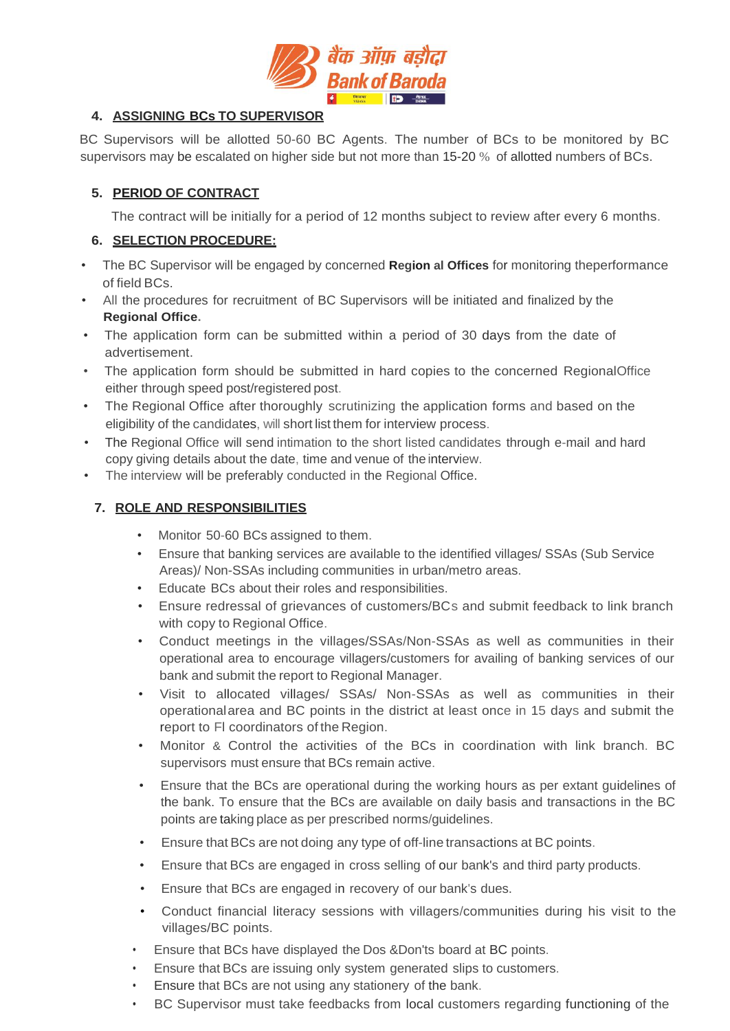## 4. ASSIGNING BCs TO SUPERVISOR

BC Supervisors will be allotted 50-60 BC Agents. The number of BCs to be monitored by BC supervisors may be escalated on higher side but not more than 15-20 % of allotted numbers of BCs.

## 5. PERIOD OF CONTRACT

The contract will be initially for a period of 12 months subject to review after every 6 months.

## 6. SELECTION PROCEDURE:

- The BC Supervisor will be engaged by concerned **Region al Offices** for monitoring theperformance of field BCs.
- All the procedures for recruitment of BC Supervisors will be initiated and finalized by the **Regional Office.**
- The application form can be submitted within a period of 30 days from the date of advertisement.
- The application form should be submitted in hard copies to the concerned RegionalOffice either through speed post/registered post.
- The Regional Office after thoroughly scrutinizing the application forms and based on the eligibility of the candidates, will short list them for interview process.
- The Regional Office will send intimation to the short listed candidates through e-mail and hard copy giving details about the date, time and venue of the interview.
- The interview will be preferably conducted in the Regional Office.

## 7. ROLE AND RESPONSIBILITIES

- Monitor 50-60 BCs assigned to them.
- Ensure that banking services are available to the identified villages/ SSAs (Sub Service Areas)/ Non-SSAs including communities in urban/metro areas.
- Educate BCs about their roles and responsibilities.
- Ensure redressal of grievances of customers/BCs and submit feedback to link branch with copy to Regional Office.
- Conduct meetings in the villages/SSAs/Non-SSAs as well as communities in their operational area to encourage villagers/customers for availing of banking services of our bank and submit the report to Regional Manager.
- Visit to allocated villages/ SSAs/ Non-SSAs as well as communities in their operationalarea and BC points in the district at least once in 15 days and submit the report to FI coordinators of the Region.
- Monitor & Control the activities of the BCs in coordination with link branch. BC supervisors must ensure that BCs remain active.
- Ensure that the BCs are operational during the working hours as per extant guidelines of the bank. To ensure that the BCs are available on daily basis and transactions in the BC points are taking place as per prescribed norms/guidelines.
- Ensure that BCs are not doing any type of off-line transactions at BC points.
- Ensure that BCs are engaged in cross selling of our bank's and third party products.
- Ensure that BCs are engaged in recovery of our bank's dues.
- Conduct financial literacy sessions with villagers/communities during his visit to the villages/BC points.
- Ensure that BCs have displayed the Dos &Don'ts board at BC points.
- Ensure that BCs are issuing only system generated slips to customers.
- Ensure that BCs are not using any stationery of the bank.
- BC Supervisor must take feedbacks from local customers regarding functioning of the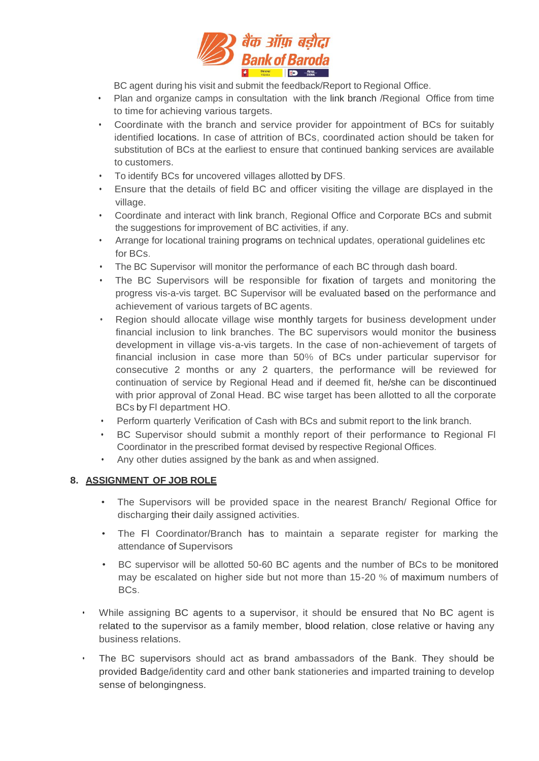BC agent during his visit and submit the feedback/Report to Regional Office.

- Plan and organize camps in consultation with the link branch /Regional Office from time to time for achieving various targets.
- Coordinate with the branch and service provider for appointment of BCs for suitably identified locations. In case of attrition of BCs, coordinated action should be taken for substitution of BCs at the earliest to ensure that continued banking services are available to customers.
- To identify BCs for uncovered villages allotted by DFS.
- Ensure that the details of field BC and officer visiting the village are displayed in the village.
- Coordinate and interact with link branch, Regional Office and Corporate BCs and submit the suggestions for improvement of BC activities, if any.
- Arrange for locational training programs on technical updates, operational guidelines etc for BCs.
- The BC Supervisor will monitor the performance of each BC through dash board.
- The BC Supervisors will be responsible for fixation of targets and monitoring the progress vis-a-vis target. BC Supervisor will be evaluated based on the performance and achievement of various targets of BC agents.
- Region should allocate village wise monthly targets for business development under financial inclusion to link branches. The BC supervisors would monitor the business development in village vis-a-vis targets. In the case of non-achievement of targets of financial inclusion in case more than 50% of BCs under particular supervisor for consecutive 2 months or any 2 quarters, the performance will be reviewed for continuation of service by Regional Head and if deemed fit, he/she can be discontinued with prior approval of Zonal Head. BC wise target has been allotted to all the corporate BCs by FI department HO.
- Perform quarterly Verification of Cash with BCs and submit report to the link branch.
- BC Supervisor should submit a monthly report of their performance to Regional FI Coordinator in the prescribed format devised by respective Regional Offices.
- Any other duties assigned by the bank as and when assigned.

## 8. ASSIGNMENT OF JOB ROLE

- The Supervisors will be provided space in the nearest Branch/ Regional Office for discharging their daily assigned activities.
- The FI Coordinator/Branch has to maintain a separate register for marking the attendance of Supervisors
- BC supervisor will be allotted 50-60 BC agents and the number of BCs to be monitored may be escalated on higher side but not more than 15-20 % of maximum numbers of BCs.

- While assigning BC agents to a supervisor, it should be ensured that No BC agent is related to the supervisor as a family member, blood relation, close relative or having any business relations.
- The BC supervisors should act as brand ambassadors of the Bank. They should be provided Badge/identity card and other bank stationeries and imparted training to develop sense of belongingness.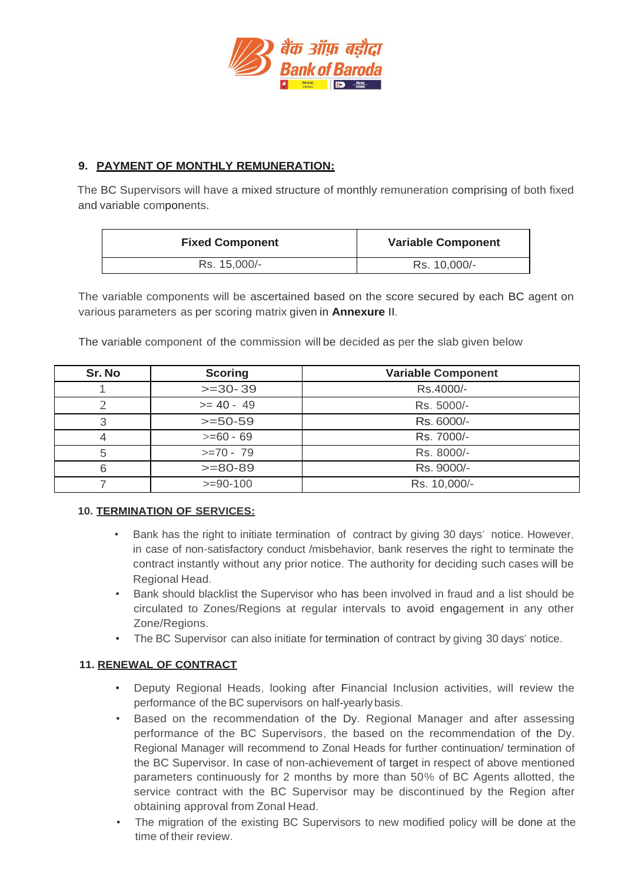## 9. PAYMENT OF MONTHLY REMUNERATION:

The BC Supervisors will have a mixed structure of monthly remuneration comprising of both fixed and variable components.

| Fixed Component | Variable Component |
|---|---|
| Rs. 15,000/- | Rs. 10,000/- |

The variable components will be ascertained based on the score secured by each BC agent on various parameters as per scoring matrix given in **Annexure** II.

The variable component of the commission will be decided as per the slab given below

| Sr. No | Scoring | Variable Component |
|---|---|---|
| 1 | >=30- 39 | Rs.4000/- |
| 2 | >= 40 - 49 | Rs. 5000/- |
| 3 | >=50-59 | Rs. 6000/- |
| 4 | >=60 - 69 | Rs. 7000/- |
| 5 | >=70 - 79 | Rs. 8000/- |
| 6 | >=80-89 | Rs. 9000/- |
| 7 | >=90-100 | Rs. 10,000/- |

## 10. TERMINATION OF SERVICES:

- Bank has the right to initiate termination of contract by giving 30 days' notice. However, in case of non-satisfactory conduct /misbehavior, bank reserves the right to terminate the contract instantly without any prior notice. The authority for deciding such cases will be Regional Head.
- Bank should blacklist the Supervisor who has been involved in fraud and a list should be circulated to Zones/Regions at regular intervals to avoid engagement in any other Zone/Regions.
- The BC Supervisor can also initiate for termination of contract by giving 30 days' notice.

## 11. RENEWAL OF CONTRACT

- Deputy Regional Heads, looking after Financial Inclusion activities, will review the performance of the BC supervisors on half-yearly basis.
- Based on the recommendation of the Dy. Regional Manager and after assessing performance of the BC Supervisors, the based on the recommendation of the Dy. Regional Manager will recommend to Zonal Heads for further continuation/ termination of the BC Supervisor. In case of non-achievement of target in respect of above mentioned parameters continuously for 2 months by more than 50% of BC Agents allotted, the service contract with the BC Supervisor may be discontinued by the Region after obtaining approval from Zonal Head.
- The migration of the existing BC Supervisors to new modified policy will be done at the time of their review.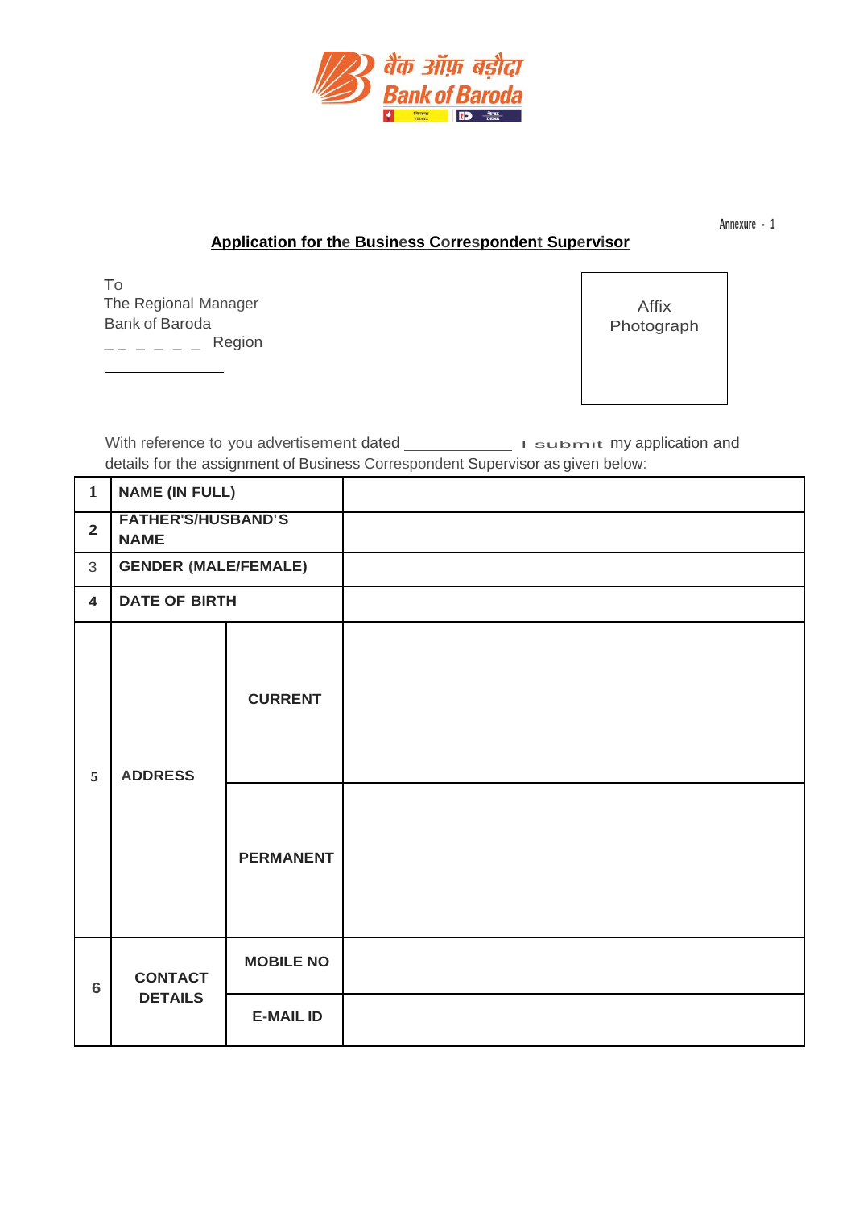बैंक ऑफ़ बड़ौदा
Bank of Baroda

Annexure - 1

## Application for the Business Correspondent Supervisor

To
The Regional Manager
Bank of Baroda
_ _ _ _ _ _ Region

Affix Photograph

With reference to you advertisement dated ____________ I submit my application and details for the assignment of Business Correspondent Supervisor as given below:

| | | | |
|---|---|---|---|
| 1 | NAME (IN FULL) | | |
| 2 | FATHER'S/HUSBAND'S NAME | | |
| 3 | GENDER (MALE/FEMALE) | | |
| 4 | DATE OF BIRTH | | |
| 5 | ADDRESS | CURRENT | |
| | | PERMANENT | |
| 6 | CONTACT DETAILS | MOBILE NO | |
| | | E-MAIL ID | |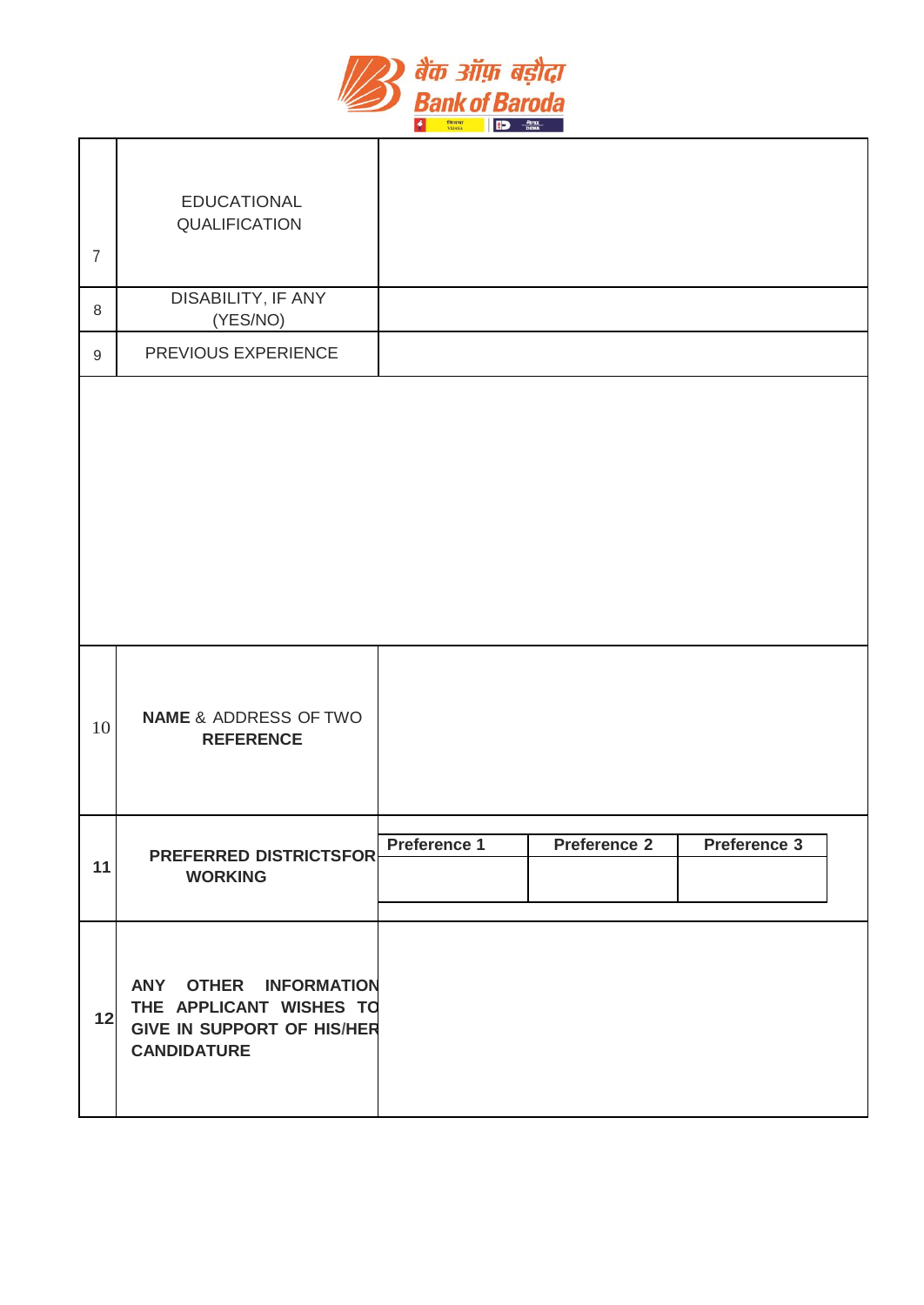| 7 | EDUCATIONAL QUALIFICATION | |
|---|---|---|
| 8 | DISABILITY, IF ANY (YES/NO) | |
| 9 | PREVIOUS EXPERIENCE | |
| | | |
| 10 | **NAME** & ADDRESS OF TWO **REFERENCE** | |
| **11** | **PREFERRED DISTRICTSFOR WORKING** | **Preference 1** / **Preference 2** / **Preference 3** |
| **12** | **ANY OTHER INFORMATION THE APPLICANT WISHES TO GIVE IN SUPPORT OF HIS/HER CANDIDATURE** | |

| **Preference 1** | **Preference 2** | **Preference 3** |
|---|---|---|
| | | |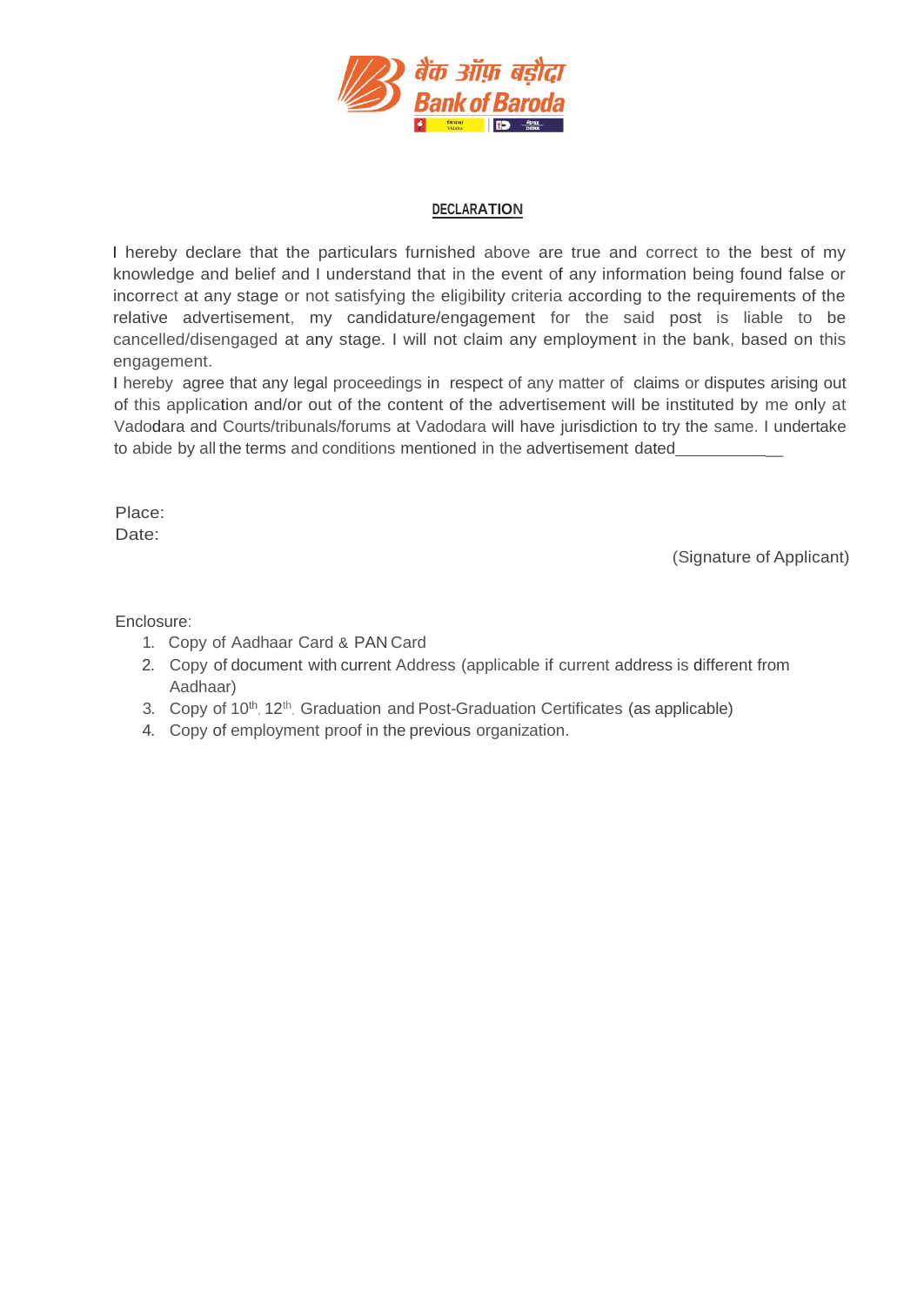## DECLARATION

I hereby declare that the particulars furnished above are true and correct to the best of my knowledge and belief and I understand that in the event of any information being found false or incorrect at any stage or not satisfying the eligibility criteria according to the requirements of the relative advertisement, my candidature/engagement for the said post is liable to be cancelled/disengaged at any stage. I will not claim any employment in the bank, based on this engagement.

I hereby agree that any legal proceedings in respect of any matter of claims or disputes arising out of this application and/or out of the content of the advertisement will be instituted by me only at Vadodara and Courts/tribunals/forums at Vadodara will have jurisdiction to try the same. I undertake to abide by all the terms and conditions mentioned in the advertisement dated_____________

Place:

Date:

(Signature of Applicant)

Enclosure:

1. Copy of Aadhaar Card & PAN Card
2. Copy of document with current Address (applicable if current address is different from Aadhaar)
3. Copy of 10th, 12th, Graduation and Post-Graduation Certificates (as applicable)
4. Copy of employment proof in the previous organization.